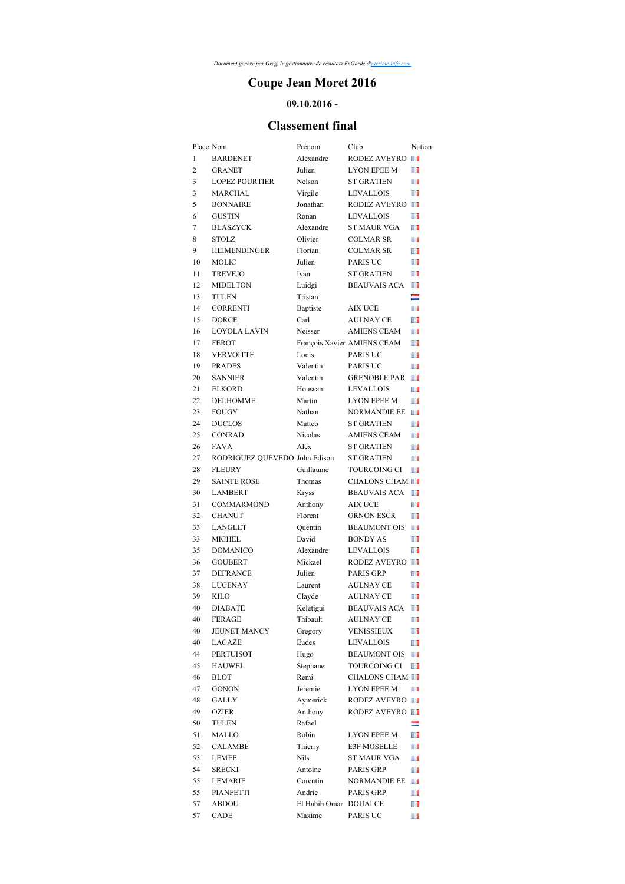*Document généré par Greg, le gestionnaire de résultats EnGarde d'escrime-info.com*

# Coupe Jean Moret 2016

## 09.10.2016 -

## Classement final

| Place | Nom | Prénom | Club | Nation |
|---|---|---|---|---|
| 1 | BARDENET | Alexandre | RODEZ AVEYRO | |
| 2 | GRANET | Julien | LYON EPEE M | |
| 3 | LOPEZ POURTIER | Nelson | ST GRATIEN | |
| 3 | MARCHAL | Virgile | LEVALLOIS | |
| 5 | BONNAIRE | Jonathan | RODEZ AVEYRO | |
| 6 | GUSTIN | Ronan | LEVALLOIS | |
| 7 | BLASZYCK | Alexandre | ST MAUR VGA | |
| 8 | STOLZ | Olivier | COLMAR SR | |
| 9 | HEIMENDINGER | Florian | COLMAR SR | |
| 10 | MOLIC | Julien | PARIS UC | |
| 11 | TREVEJO | Ivan | ST GRATIEN | |
| 12 | MIDELTON | Luidgi | BEAUVAIS ACA | |
| 13 | TULEN | Tristan | | |
| 14 | CORRENTI | Baptiste | AIX UCE | |
| 15 | DORCE | Carl | AULNAY CE | |
| 16 | LOYOLA LAVIN | Neisser | AMIENS CEAM | |
| 17 | FEROT | François Xavier | AMIENS CEAM | |
| 18 | VERVOITTE | Louis | PARIS UC | |
| 19 | PRADES | Valentin | PARIS UC | |
| 20 | SANNIER | Valentin | GRENOBLE PAR | |
| 21 | ELKORD | Houssam | LEVALLOIS | |
| 22 | DELHOMME | Martin | LYON EPEE M | |
| 23 | FOUGY | Nathan | NORMANDIE EE | |
| 24 | DUCLOS | Matteo | ST GRATIEN | |
| 25 | CONRAD | Nicolas | AMIENS CEAM | |
| 26 | FAVA | Alex | ST GRATIEN | |
| 27 | RODRIGUEZ QUEVEDO | John Edison | ST GRATIEN | |
| 28 | FLEURY | Guillaume | TOURCOING CI | |
| 29 | SAINTE ROSE | Thomas | CHALONS CHAM | |
| 30 | LAMBERT | Kryss | BEAUVAIS ACA | |
| 31 | COMMARMOND | Anthony | AIX UCE | |
| 32 | CHANUT | Florent | ORNON ESCR | |
| 33 | LANGLET | Quentin | BEAUMONT OIS | |
| 33 | MICHEL | David | BONDY AS | |
| 35 | DOMANICO | Alexandre | LEVALLOIS | |
| 36 | GOUBERT | Mickael | RODEZ AVEYRO | |
| 37 | DEFRANCE | Julien | PARIS GRP | |
| 38 | LUCENAY | Laurent | AULNAY CE | |
| 39 | KILO | Clayde | AULNAY CE | |
| 40 | DIABATE | Keletigui | BEAUVAIS ACA | |
| 40 | FERAGE | Thibault | AULNAY CE | |
| 40 | JEUNET MANCY | Gregory | VENISSIEUX | |
| 40 | LACAZE | Eudes | LEVALLOIS | |
| 44 | PERTUISOT | Hugo | BEAUMONT OIS | |
| 45 | HAUWEL | Stephane | TOURCOING CI | |
| 46 | BLOT | Remi | CHALONS CHAM | |
| 47 | GONON | Jeremie | LYON EPEE M | |
| 48 | GALLY | Aymerick | RODEZ AVEYRO | |
| 49 | OZIER | Anthony | RODEZ AVEYRO | |
| 50 | TULEN | Rafael | | |
| 51 | MALLO | Robin | LYON EPEE M | |
| 52 | CALAMBE | Thierry | E3F MOSELLE | |
| 53 | LEMEE | Nils | ST MAUR VGA | |
| 54 | SRECKI | Antoine | PARIS GRP | |
| 55 | LEMARIE | Corentin | NORMANDIE EE | |
| 55 | PIANFETTI | Andric | PARIS GRP | |
| 57 | ABDOU | El Habib Omar | DOUAI CE | |
| 57 | CADE | Maxime | PARIS UC | |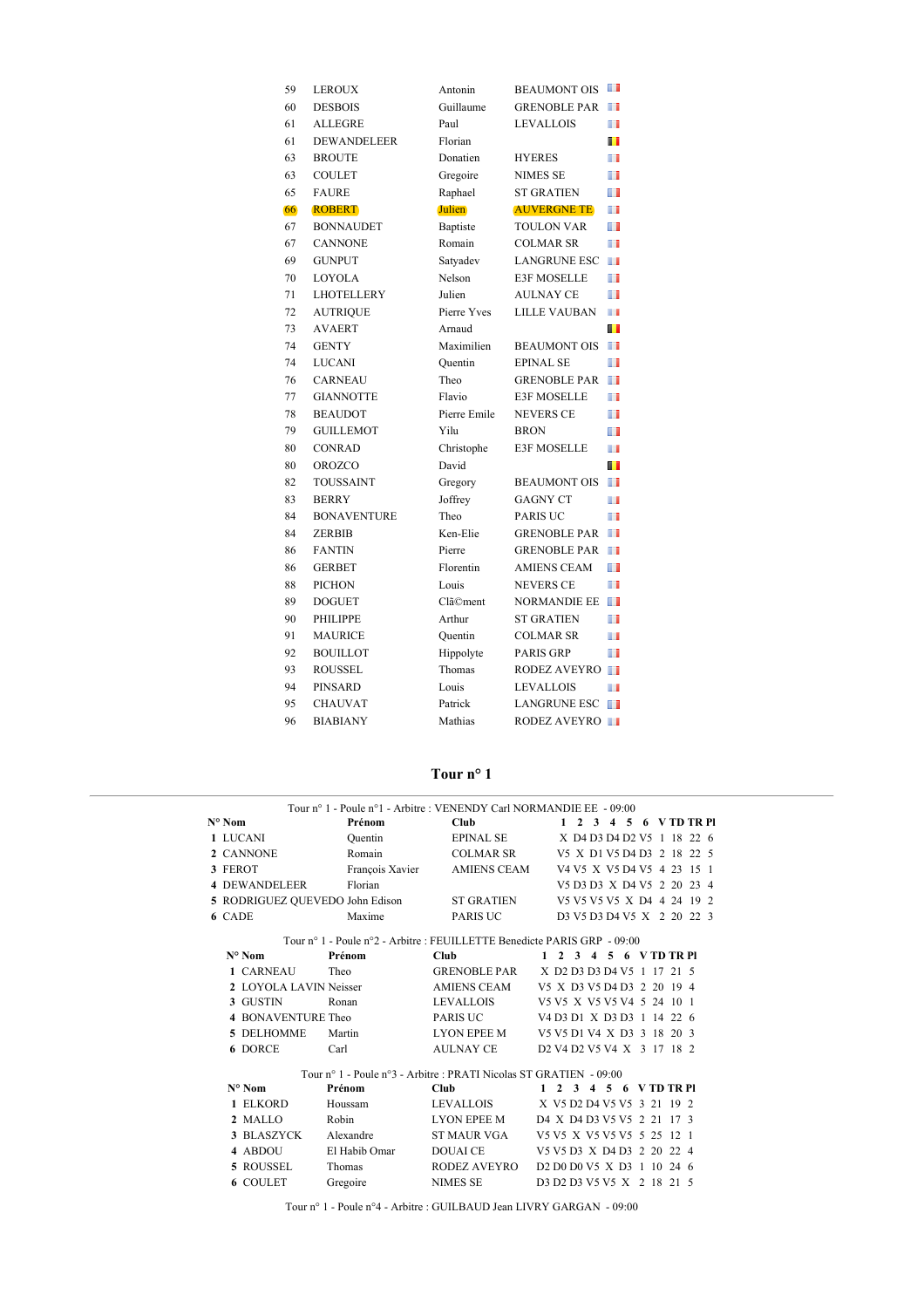| | | | | |
|---|---|---|---|---|
| 59 | LEROUX | Antonin | BEAUMONT OIS | |
| 60 | DESBOIS | Guillaume | GRENOBLE PAR | |
| 61 | ALLEGRE | Paul | LEVALLOIS | |
| 61 | DEWANDELEER | Florian | | |
| 63 | BROUTE | Donatien | HYERES | |
| 63 | COULET | Gregoire | NIMES SE | |
| 65 | FAURE | Raphael | ST GRATIEN | |
| 66 | ROBERT | Julien | AUVERGNE TE | |
| 67 | BONNAUDET | Baptiste | TOULON VAR | |
| 67 | CANNONE | Romain | COLMAR SR | |
| 69 | GUNPUT | Satyadev | LANGRUNE ESC | |
| 70 | LOYOLA | Nelson | E3F MOSELLE | |
| 71 | LHOTELLERY | Julien | AULNAY CE | |
| 72 | AUTRIQUE | Pierre Yves | LILLE VAUBAN | |
| 73 | AVAERT | Arnaud | | |
| 74 | GENTY | Maximilien | BEAUMONT OIS | |
| 74 | LUCANI | Quentin | EPINAL SE | |
| 76 | CARNEAU | Theo | GRENOBLE PAR | |
| 77 | GIANNOTTE | Flavio | E3F MOSELLE | |
| 78 | BEAUDOT | Pierre Emile | NEVERS CE | |
| 79 | GUILLEMOT | Yilu | BRON | |
| 80 | CONRAD | Christophe | E3F MOSELLE | |
| 80 | OROZCO | David | | |
| 82 | TOUSSAINT | Gregory | BEAUMONT OIS | |
| 83 | BERRY | Joffrey | GAGNY CT | |
| 84 | BONAVENTURE | Theo | PARIS UC | |
| 84 | ZERBIB | Ken-Elie | GRENOBLE PAR | |
| 86 | FANTIN | Pierre | GRENOBLE PAR | |
| 86 | GERBET | Florentin | AMIENS CEAM | |
| 88 | PICHON | Louis | NEVERS CE | |
| 89 | DOGUET | Clã©ment | NORMANDIE EE | |
| 90 | PHILIPPE | Arthur | ST GRATIEN | |
| 91 | MAURICE | Quentin | COLMAR SR | |
| 92 | BOUILLOT | Hippolyte | PARIS GRP | |
| 93 | ROUSSEL | Thomas | RODEZ AVEYRO | |
| 94 | PINSARD | Louis | LEVALLOIS | |
| 95 | CHAUVAT | Patrick | LANGRUNE ESC | |
| 96 | BIABIANY | Mathias | RODEZ AVEYRO | |

## Tour n° 1

Tour n° 1 - Poule n°1 - Arbitre : VENENDY Carl NORMANDIE EE - 09:00

| N° | Nom | Prénom | Club | 1 | 2 | 3 | 4 | 5 | 6 | V | TD | TR | Pl |
|---|---|---|---|---|---|---|---|---|---|---|---|---|---|
| 1 | LUCANI | Quentin | EPINAL SE | X | D4 | D3 | D4 | D2 | V5 | 1 | 18 | 22 | 6 |
| 2 | CANNONE | Romain | COLMAR SR | V5 | X | D1 | V5 | D4 | D3 | 2 | 18 | 22 | 5 |
| 3 | FEROT | François Xavier | AMIENS CEAM | V4 | V5 | X | V5 | D4 | V5 | 4 | 23 | 15 | 1 |
| 4 | DEWANDELEER | Florian | | V5 | D3 | D3 | X | D4 | V5 | 2 | 20 | 23 | 4 |
| 5 | RODRIGUEZ QUEVEDO | John Edison | ST GRATIEN | V5 | V5 | V5 | V5 | X | D4 | 4 | 24 | 19 | 2 |
| 6 | CADE | Maxime | PARIS UC | D3 | V5 | D3 | D4 | V5 | X | 2 | 20 | 22 | 3 |

Tour n° 1 - Poule n°2 - Arbitre : FEUILLETTE Benedicte PARIS GRP - 09:00

| N° | Nom | Prénom | Club | 1 | 2 | 3 | 4 | 5 | 6 | V | TD | TR | Pl |
|---|---|---|---|---|---|---|---|---|---|---|---|---|---|
| 1 | CARNEAU | Theo | GRENOBLE PAR | X | D2 | D3 | D3 | D4 | V5 | 1 | 17 | 21 | 5 |
| 2 | LOYOLA LAVIN | Neisser | AMIENS CEAM | V5 | X | D3 | V5 | D4 | D3 | 2 | 20 | 19 | 4 |
| 3 | GUSTIN | Ronan | LEVALLOIS | V5 | V5 | X | V5 | V5 | V4 | 5 | 24 | 10 | 1 |
| 4 | BONAVENTURE | Theo | PARIS UC | V4 | D3 | D1 | X | D3 | D3 | 1 | 14 | 22 | 6 |
| 5 | DELHOMME | Martin | LYON EPEE M | V5 | V5 | D1 | V4 | X | D3 | 3 | 18 | 20 | 3 |
| 6 | DORCE | Carl | AULNAY CE | D2 | V4 | D2 | V5 | V4 | X | 3 | 17 | 18 | 2 |

Tour n° 1 - Poule n°3 - Arbitre : PRATI Nicolas ST GRATIEN - 09:00

| N° | Nom | Prénom | Club | 1 | 2 | 3 | 4 | 5 | 6 | V | TD | TR | Pl |
|---|---|---|---|---|---|---|---|---|---|---|---|---|---|
| 1 | ELKORD | Houssam | LEVALLOIS | X | V5 | D2 | D4 | V5 | V5 | 3 | 21 | 19 | 2 |
| 2 | MALLO | Robin | LYON EPEE M | D4 | X | D4 | D3 | V5 | V5 | 2 | 21 | 17 | 3 |
| 3 | BLASZYCK | Alexandre | ST MAUR VGA | V5 | V5 | X | V5 | V5 | V5 | 5 | 25 | 12 | 1 |
| 4 | ABDOU | El Habib Omar | DOUAI CE | V5 | V5 | D3 | X | D4 | D3 | 2 | 20 | 22 | 4 |
| 5 | ROUSSEL | Thomas | RODEZ AVEYRO | D2 | D0 | D0 | V5 | X | D3 | 1 | 10 | 24 | 6 |
| 6 | COULET | Gregoire | NIMES SE | D3 | D2 | D3 | V5 | V5 | X | 2 | 18 | 21 | 5 |

Tour n° 1 - Poule n°4 - Arbitre : GUILBAUD Jean LIVRY GARGAN - 09:00